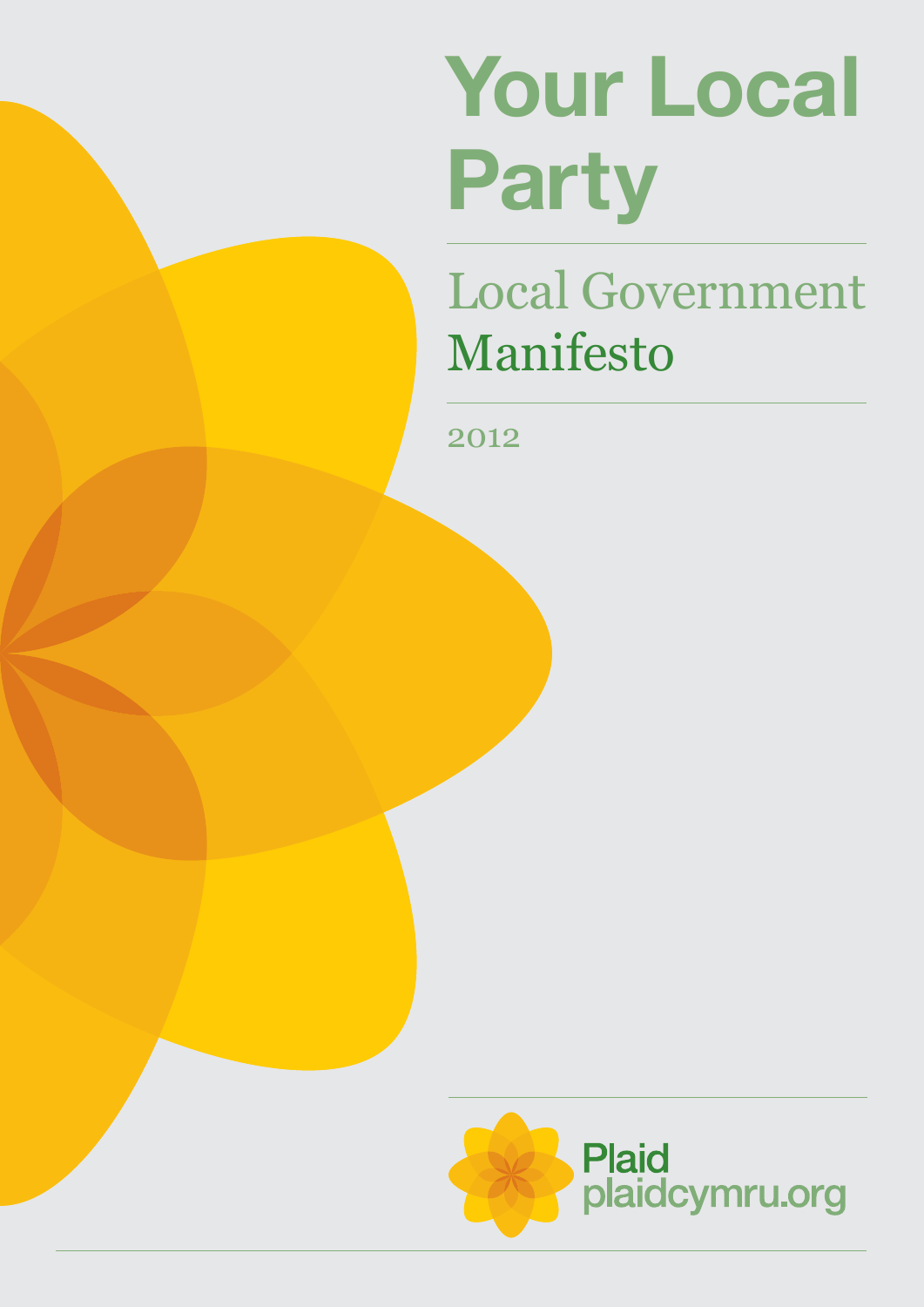# Your Local Party

## Local Government Manifesto

2012

Plaid
plaidcymru.org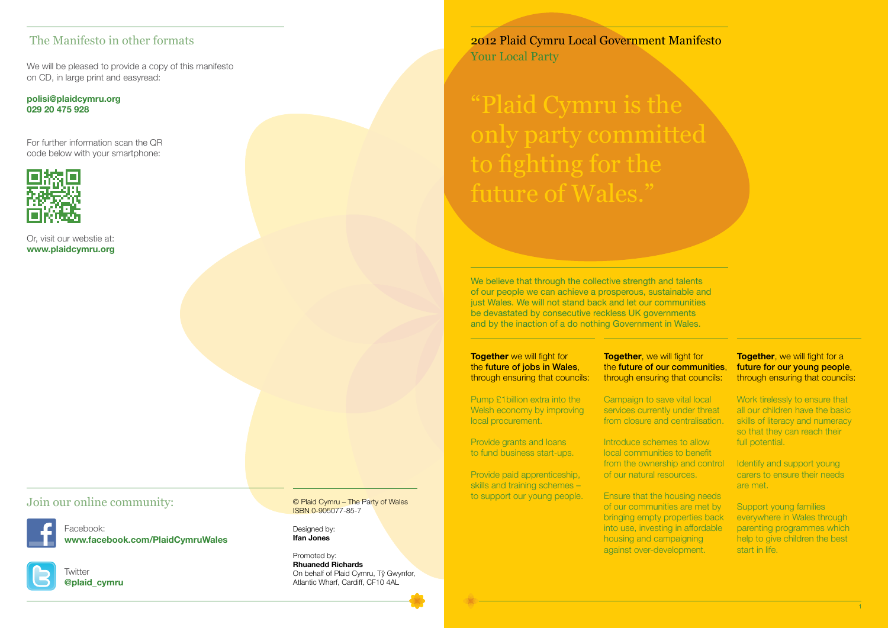## The Manifesto in other formats

We will be pleased to provide a copy of this manifesto on CD, in large print and easyread:

**polisi@plaidcymru.org**
**029 20 475 928**

For further information scan the QR code below with your smartphone:

Or, visit our webstie at:
**www.plaidcymru.org**

## Join our online community:

Facebook:
**www.facebook.com/PlaidCymruWales**

Twitter
**@plaid_cymru**

© Plaid Cymru – The Party of Wales
ISBN 0-905077-85-7

Designed by:
**Ifan Jones**

Promoted by:
**Rhuanedd Richards**
On behalf of Plaid Cymru, Tŷ Gwynfor, Atlantic Wharf, Cardiff, CF10 4AL

# 2012 Plaid Cymru Local Government Manifesto

## Your Local Party

"Plaid Cymru is the only party committed to fighting for the future of Wales."

We believe that through the collective strength and talents of our people we can achieve a prosperous, sustainable and just Wales. We will not stand back and let our communities be devastated by consecutive reckless UK governments and by the inaction of a do nothing Government in Wales.

**Together** we will fight for the **future of jobs in Wales**, through ensuring that councils:

Pump £1billion extra into the Welsh economy by improving local procurement.

Provide grants and loans to fund business start-ups.

Provide paid apprenticeship, skills and training schemes – to support our young people.

**Together**, we will fight for the **future of our communities**, through ensuring that councils:

Campaign to save vital local services currently under threat from closure and centralisation.

Introduce schemes to allow local communities to benefit from the ownership and control of our natural resources.

Ensure that the housing needs of our communities are met by bringing empty properties back into use, investing in affordable housing and campaigning against over-development.

**Together**, we will fight for a **future for our young people**, through ensuring that councils:

Work tirelessly to ensure that all our children have the basic skills of literacy and numeracy so that they can reach their full potential.

Identify and support young carers to ensure their needs are met.

Support young families everywhere in Wales through parenting programmes which help to give children the best start in life.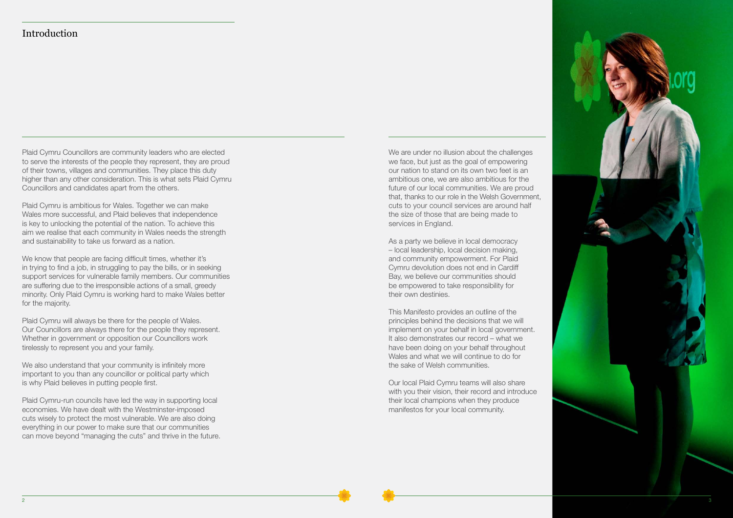# Introduction

Plaid Cymru Councillors are community leaders who are elected to serve the interests of the people they represent, they are proud of their towns, villages and communities. They place this duty higher than any other consideration. This is what sets Plaid Cymru Councillors and candidates apart from the others.

Plaid Cymru is ambitious for Wales. Together we can make Wales more successful, and Plaid believes that independence is key to unlocking the potential of the nation. To achieve this aim we realise that each community in Wales needs the strength and sustainability to take us forward as a nation.

We know that people are facing difficult times, whether it's in trying to find a job, in struggling to pay the bills, or in seeking support services for vulnerable family members. Our communities are suffering due to the irresponsible actions of a small, greedy minority. Only Plaid Cymru is working hard to make Wales better for the majority.

Plaid Cymru will always be there for the people of Wales. Our Councillors are always there for the people they represent. Whether in government or opposition our Councillors work tirelessly to represent you and your family.

We also understand that your community is infinitely more important to you than any councillor or political party which is why Plaid believes in putting people first.

Plaid Cymru-run councils have led the way in supporting local economies. We have dealt with the Westminster-imposed cuts wisely to protect the most vulnerable. We are also doing everything in our power to make sure that our communities can move beyond "managing the cuts" and thrive in the future.

We are under no illusion about the challenges we face, but just as the goal of empowering our nation to stand on its own two feet is an ambitious one, we are also ambitious for the future of our local communities. We are proud that, thanks to our role in the Welsh Government, cuts to your council services are around half the size of those that are being made to services in England.

As a party we believe in local democracy – local leadership, local decision making, and community empowerment. For Plaid Cymru devolution does not end in Cardiff Bay, we believe our communities should be empowered to take responsibility for their own destinies.

This Manifesto provides an outline of the principles behind the decisions that we will implement on your behalf in local government. It also demonstrates our record – what we have been doing on your behalf throughout Wales and what we will continue to do for the sake of Welsh communities.

Our local Plaid Cymru teams will also share with you their vision, their record and introduce their local champions when they produce manifestos for your local community.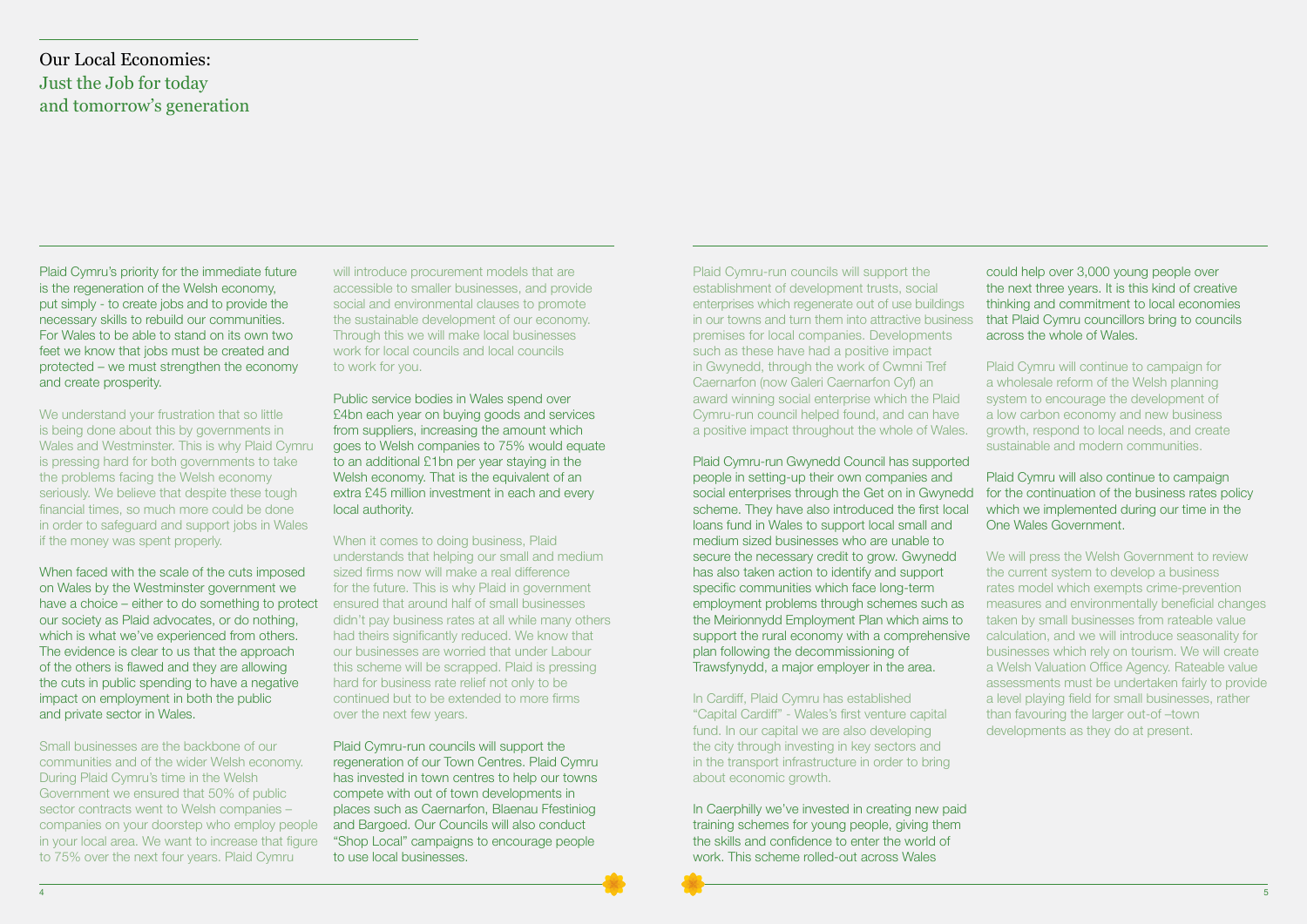# Our Local Economies:
## Just the Job for today and tomorrow's generation

Plaid Cymru's priority for the immediate future is the regeneration of the Welsh economy, put simply - to create jobs and to provide the necessary skills to rebuild our communities. For Wales to be able to stand on its own two feet we know that jobs must be created and protected – we must strengthen the economy and create prosperity.

We understand your frustration that so little is being done about this by governments in Wales and Westminster. This is why Plaid Cymru is pressing hard for both governments to take the problems facing the Welsh economy seriously. We believe that despite these tough financial times, so much more could be done in order to safeguard and support jobs in Wales if the money was spent properly.

When faced with the scale of the cuts imposed on Wales by the Westminster government we have a choice – either to do something to protect our society as Plaid advocates, or do nothing, which is what we've experienced from others. The evidence is clear to us that the approach of the others is flawed and they are allowing the cuts in public spending to have a negative impact on employment in both the public and private sector in Wales.

Small businesses are the backbone of our communities and of the wider Welsh economy. During Plaid Cymru's time in the Welsh Government we ensured that 50% of public sector contracts went to Welsh companies – companies on your doorstep who employ people in your local area. We want to increase that figure to 75% over the next four years. Plaid Cymru will introduce procurement models that are accessible to smaller businesses, and provide social and environmental clauses to promote the sustainable development of our economy. Through this we will make local businesses work for local councils and local councils to work for you.

Public service bodies in Wales spend over £4bn each year on buying goods and services from suppliers, increasing the amount which goes to Welsh companies to 75% would equate to an additional £1bn per year staying in the Welsh economy. That is the equivalent of an extra £45 million investment in each and every local authority.

When it comes to doing business, Plaid understands that helping our small and medium sized firms now will make a real difference for the future. This is why Plaid in government ensured that around half of small businesses didn't pay business rates at all while many others had theirs significantly reduced. We know that our businesses are worried that under Labour this scheme will be scrapped. Plaid is pressing hard for business rate relief not only to be continued but to be extended to more firms over the next few years.

Plaid Cymru-run councils will support the regeneration of our Town Centres. Plaid Cymru has invested in town centres to help our towns compete with out of town developments in places such as Caernarfon, Blaenau Ffestiniog and Bargoed. Our Councils will also conduct "Shop Local" campaigns to encourage people to use local businesses.

Plaid Cymru-run councils will support the establishment of development trusts, social enterprises which regenerate out of use buildings in our towns and turn them into attractive business premises for local companies. Developments such as these have had a positive impact in Gwynedd, through the work of Cwmni Tref Caernarfon (now Galeri Caernarfon Cyf) an award winning social enterprise which the Plaid Cymru-run council helped found, and can have a positive impact throughout the whole of Wales.

Plaid Cymru-run Gwynedd Council has supported people in setting-up their own companies and social enterprises through the Get on in Gwynedd scheme. They have also introduced the first local loans fund in Wales to support local small and medium sized businesses who are unable to secure the necessary credit to grow. Gwynedd has also taken action to identify and support specific communities which face long-term employment problems through schemes such as the Meirionnydd Employment Plan which aims to support the rural economy with a comprehensive plan following the decommissioning of Trawsfynydd, a major employer in the area.

In Cardiff, Plaid Cymru has established "Capital Cardiff" - Wales's first venture capital fund. In our capital we are also developing the city through investing in key sectors and in the transport infrastructure in order to bring about economic growth.

In Caerphilly we've invested in creating new paid training schemes for young people, giving them the skills and confidence to enter the world of work. This scheme rolled-out across Wales could help over 3,000 young people over the next three years. It is this kind of creative thinking and commitment to local economies that Plaid Cymru councillors bring to councils across the whole of Wales.

Plaid Cymru will continue to campaign for a wholesale reform of the Welsh planning system to encourage the development of a low carbon economy and new business growth, respond to local needs, and create sustainable and modern communities.

Plaid Cymru will also continue to campaign for the continuation of the business rates policy which we implemented during our time in the One Wales Government.

We will press the Welsh Government to review the current system to develop a business rates model which exempts crime-prevention measures and environmentally beneficial changes taken by small businesses from rateable value calculation, and we will introduce seasonality for businesses which rely on tourism. We will create a Welsh Valuation Office Agency. Rateable value assessments must be undertaken fairly to provide a level playing field for small businesses, rather than favouring the larger out-of –town developments as they do at present.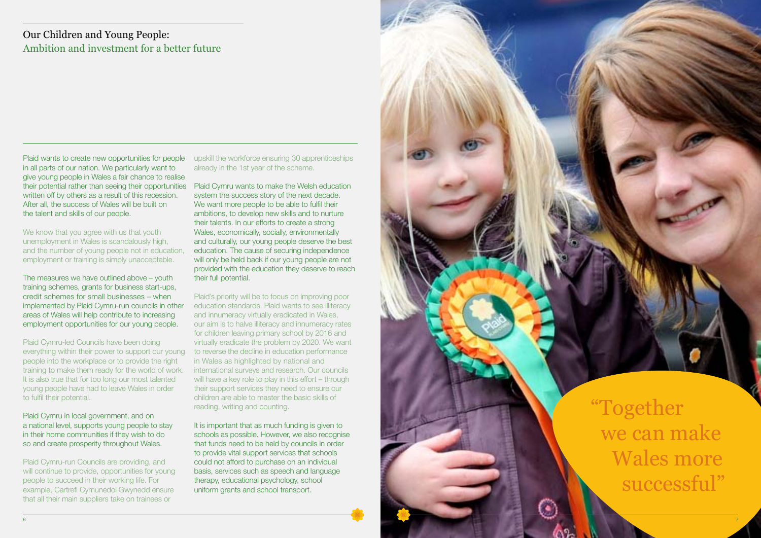## Our Children and Young People:
### Ambition and investment for a better future

Plaid wants to create new opportunities for people in all parts of our nation. We particularly want to give young people in Wales a fair chance to realise their potential rather than seeing their opportunities written off by others as a result of this recession. After all, the success of Wales will be built on the talent and skills of our people.

We know that you agree with us that youth unemployment in Wales is scandalously high, and the number of young people not in education, employment or training is simply unacceptable.

The measures we have outlined above – youth training schemes, grants for business start-ups, credit schemes for small businesses – when implemented by Plaid Cymru-run councils in other areas of Wales will help contribute to increasing employment opportunities for our young people.

Plaid Cymru-led Councils have been doing everything within their power to support our young people into the workplace or to provide the right training to make them ready for the world of work. It is also true that for too long our most talented young people have had to leave Wales in order to fulfil their potential.

Plaid Cymru in local government, and on a national level, supports young people to stay in their home communities if they wish to do so and create prosperity throughout Wales.

Plaid Cymru-run Councils are providing, and will continue to provide, opportunities for young people to succeed in their working life. For example, Cartrefi Cymunedol Gwynedd ensure that all their main suppliers take on trainees or upskill the workforce ensuring 30 apprenticeships already in the 1st year of the scheme.

Plaid Cymru wants to make the Welsh education system the success story of the next decade. We want more people to be able to fulfil their ambitions, to develop new skills and to nurture their talents. In our efforts to create a strong Wales, economically, socially, environmentally and culturally, our young people deserve the best education. The cause of securing independence will only be held back if our young people are not provided with the education they deserve to reach their full potential.

Plaid's priority will be to focus on improving poor education standards. Plaid wants to see illiteracy and innumeracy virtually eradicated in Wales, our aim is to halve illiteracy and innumeracy rates for children leaving primary school by 2016 and virtually eradicate the problem by 2020. We want to reverse the decline in education performance in Wales as highlighted by national and international surveys and research. Our councils will have a key role to play in this effort – through their support services they need to ensure our children are able to master the basic skills of reading, writing and counting.

It is important that as much funding is given to schools as possible. However, we also recognise that funds need to be held by councils in order to provide vital support services that schools could not afford to purchase on an individual basis, services such as speech and language therapy, educational psychology, school uniform grants and school transport.

"Together we can make Wales more successful"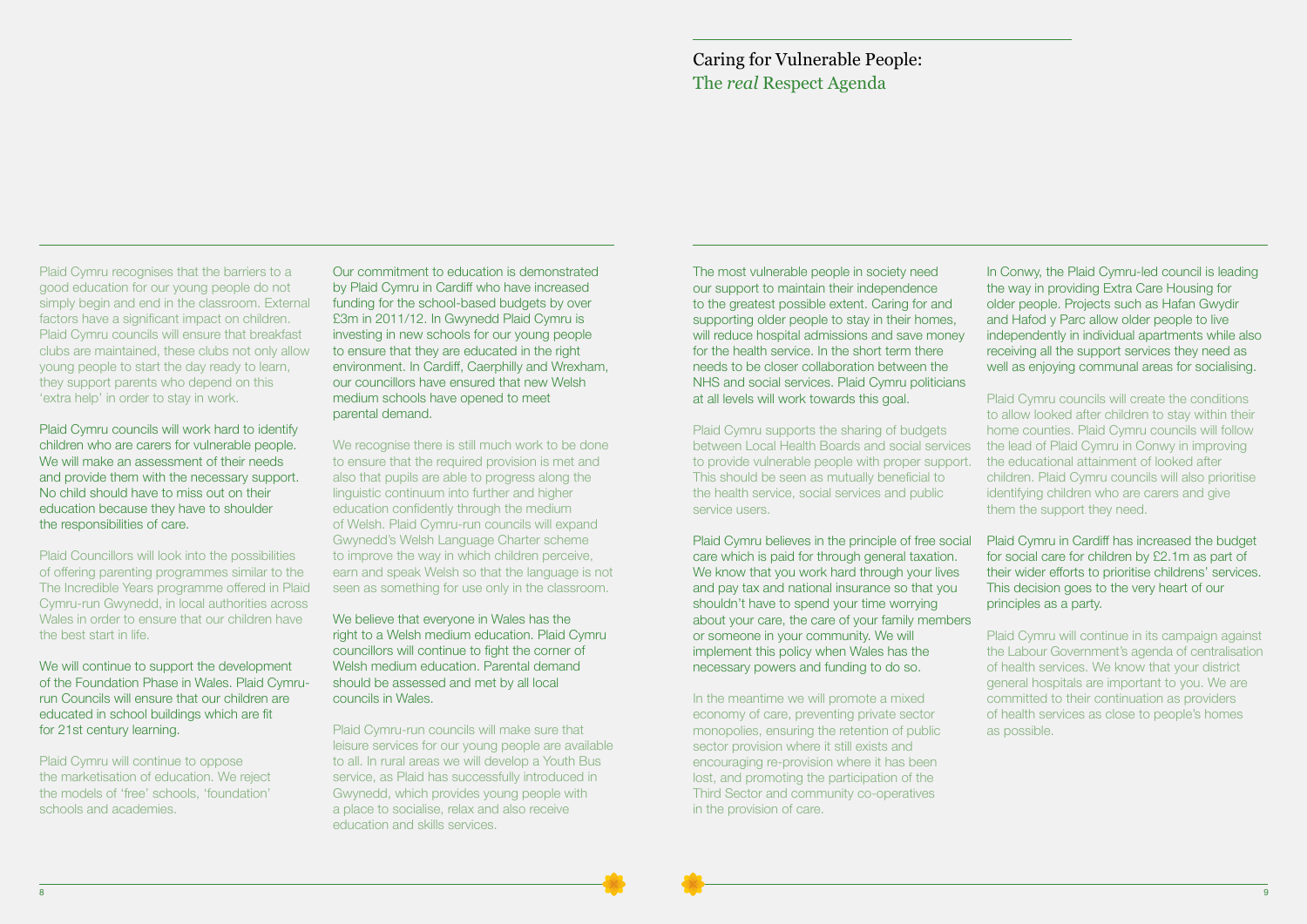Plaid Cymru recognises that the barriers to a good education for our young people do not simply begin and end in the classroom. External factors have a significant impact on children. Plaid Cymru councils will ensure that breakfast clubs are maintained, these clubs not only allow young people to start the day ready to learn, they support parents who depend on this 'extra help' in order to stay in work.

Plaid Cymru councils will work hard to identify children who are carers for vulnerable people. We will make an assessment of their needs and provide them with the necessary support. No child should have to miss out on their education because they have to shoulder the responsibilities of care.

Plaid Councillors will look into the possibilities of offering parenting programmes similar to the The Incredible Years programme offered in Plaid Cymru-run Gwynedd, in local authorities across Wales in order to ensure that our children have the best start in life.

We will continue to support the development of the Foundation Phase in Wales. Plaid Cymru-run Councils will ensure that our children are educated in school buildings which are fit for 21st century learning.

Plaid Cymru will continue to oppose the marketisation of education. We reject the models of 'free' schools, 'foundation' schools and academies.

Our commitment to education is demonstrated by Plaid Cymru in Cardiff who have increased funding for the school-based budgets by over £3m in 2011/12. In Gwynedd Plaid Cymru is investing in new schools for our young people to ensure that they are educated in the right environment. In Cardiff, Caerphilly and Wrexham, our councillors have ensured that new Welsh medium schools have opened to meet parental demand.

We recognise there is still much work to be done to ensure that the required provision is met and also that pupils are able to progress along the linguistic continuum into further and higher education confidently through the medium of Welsh. Plaid Cymru-run councils will expand Gwynedd's Welsh Language Charter scheme to improve the way in which children perceive, earn and speak Welsh so that the language is not seen as something for use only in the classroom.

We believe that everyone in Wales has the right to a Welsh medium education. Plaid Cymru councillors will continue to fight the corner of Welsh medium education. Parental demand should be assessed and met by all local councils in Wales.

Plaid Cymru-run councils will make sure that leisure services for our young people are available to all. In rural areas we will develop a Youth Bus service, as Plaid has successfully introduced in Gwynedd, which provides young people with a place to socialise, relax and also receive education and skills services.

## Caring for Vulnerable People: The *real* Respect Agenda

The most vulnerable people in society need our support to maintain their independence to the greatest possible extent. Caring for and supporting older people to stay in their homes, will reduce hospital admissions and save money for the health service. In the short term there needs to be closer collaboration between the NHS and social services. Plaid Cymru politicians at all levels will work towards this goal.

Plaid Cymru supports the sharing of budgets between Local Health Boards and social services to provide vulnerable people with proper support. This should be seen as mutually beneficial to the health service, social services and public service users.

Plaid Cymru believes in the principle of free social care which is paid for through general taxation. We know that you work hard through your lives and pay tax and national insurance so that you shouldn't have to spend your time worrying about your care, the care of your family members or someone in your community. We will implement this policy when Wales has the necessary powers and funding to do so.

In the meantime we will promote a mixed economy of care, preventing private sector monopolies, ensuring the retention of public sector provision where it still exists and encouraging re-provision where it has been lost, and promoting the participation of the Third Sector and community co-operatives in the provision of care.

In Conwy, the Plaid Cymru-led council is leading the way in providing Extra Care Housing for older people. Projects such as Hafan Gwydir and Hafod y Parc allow older people to live independently in individual apartments while also receiving all the support services they need as well as enjoying communal areas for socialising.

Plaid Cymru councils will create the conditions to allow looked after children to stay within their home counties. Plaid Cymru councils will follow the lead of Plaid Cymru in Conwy in improving the educational attainment of looked after children. Plaid Cymru councils will also prioritise identifying children who are carers and give them the support they need.

Plaid Cymru in Cardiff has increased the budget for social care for children by £2.1m as part of their wider efforts to prioritise childrens' services. This decision goes to the very heart of our principles as a party.

Plaid Cymru will continue in its campaign against the Labour Government's agenda of centralisation of health services. We know that your district general hospitals are important to you. We are committed to their continuation as providers of health services as close to people's homes as possible.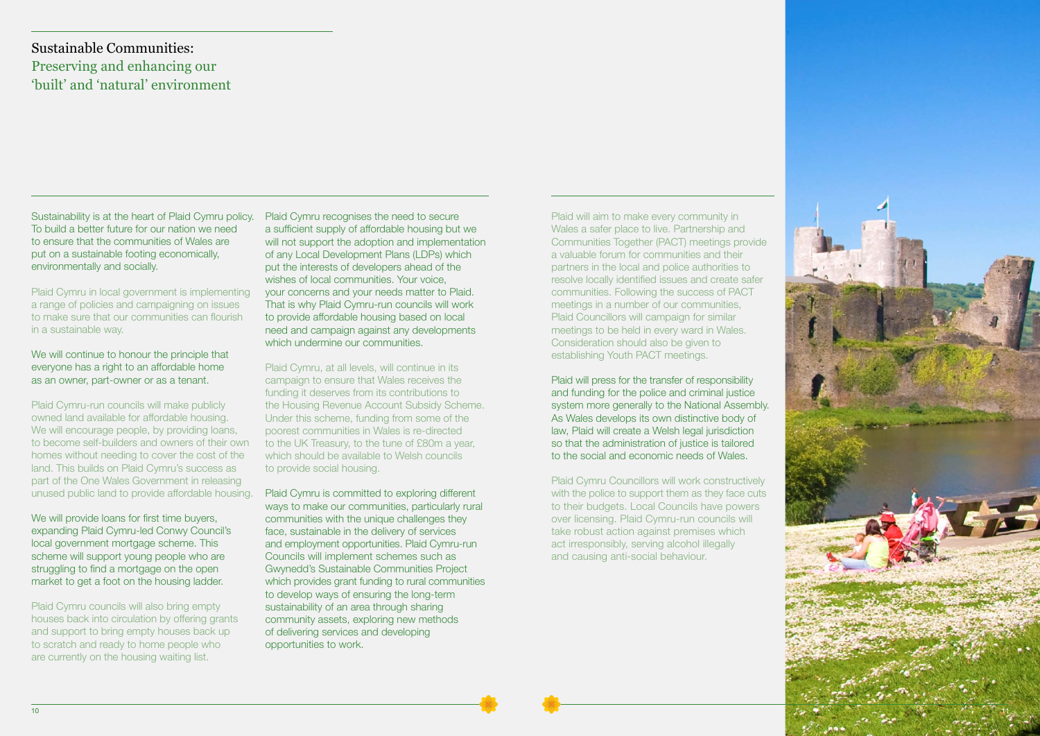## Sustainable Communities:
### Preserving and enhancing our 'built' and 'natural' environment

Sustainability is at the heart of Plaid Cymru policy. To build a better future for our nation we need to ensure that the communities of Wales are put on a sustainable footing economically, environmentally and socially.

Plaid Cymru in local government is implementing a range of policies and campaigning on issues to make sure that our communities can flourish in a sustainable way.

We will continue to honour the principle that everyone has a right to an affordable home as an owner, part-owner or as a tenant.

Plaid Cymru-run councils will make publicly owned land available for affordable housing. We will encourage people, by providing loans, to become self-builders and owners of their own homes without needing to cover the cost of the land. This builds on Plaid Cymru's success as part of the One Wales Government in releasing unused public land to provide affordable housing.

We will provide loans for first time buyers, expanding Plaid Cymru-led Conwy Council's local government mortgage scheme. This scheme will support young people who are struggling to find a mortgage on the open market to get a foot on the housing ladder.

Plaid Cymru councils will also bring empty houses back into circulation by offering grants and support to bring empty houses back up to scratch and ready to home people who are currently on the housing waiting list.

Plaid Cymru recognises the need to secure a sufficient supply of affordable housing but we will not support the adoption and implementation of any Local Development Plans (LDPs) which put the interests of developers ahead of the wishes of local communities. Your voice, your concerns and your needs matter to Plaid. That is why Plaid Cymru-run councils will work to provide affordable housing based on local need and campaign against any developments which undermine our communities.

Plaid Cymru, at all levels, will continue in its campaign to ensure that Wales receives the funding it deserves from its contributions to the Housing Revenue Account Subsidy Scheme. Under this scheme, funding from some of the poorest communities in Wales is re-directed to the UK Treasury, to the tune of £80m a year, which should be available to Welsh councils to provide social housing.

Plaid Cymru is committed to exploring different ways to make our communities, particularly rural communities with the unique challenges they face, sustainable in the delivery of services and employment opportunities. Plaid Cymru-run Councils will implement schemes such as Gwynedd's Sustainable Communities Project which provides grant funding to rural communities to develop ways of ensuring the long-term sustainability of an area through sharing community assets, exploring new methods of delivering services and developing opportunities to work.

Plaid will aim to make every community in Wales a safer place to live. Partnership and Communities Together (PACT) meetings provide a valuable forum for communities and their partners in the local and police authorities to resolve locally identified issues and create safer communities. Following the success of PACT meetings in a number of our communities, Plaid Councillors will campaign for similar meetings to be held in every ward in Wales. Consideration should also be given to establishing Youth PACT meetings.

Plaid will press for the transfer of responsibility and funding for the police and criminal justice system more generally to the National Assembly. As Wales develops its own distinctive body of law, Plaid will create a Welsh legal jurisdiction so that the administration of justice is tailored to the social and economic needs of Wales.

Plaid Cymru Councillors will work constructively with the police to support them as they face cuts to their budgets. Local Councils have powers over licensing. Plaid Cymru-run councils will take robust action against premises which act irresponsibly, serving alcohol illegally and causing anti-social behaviour.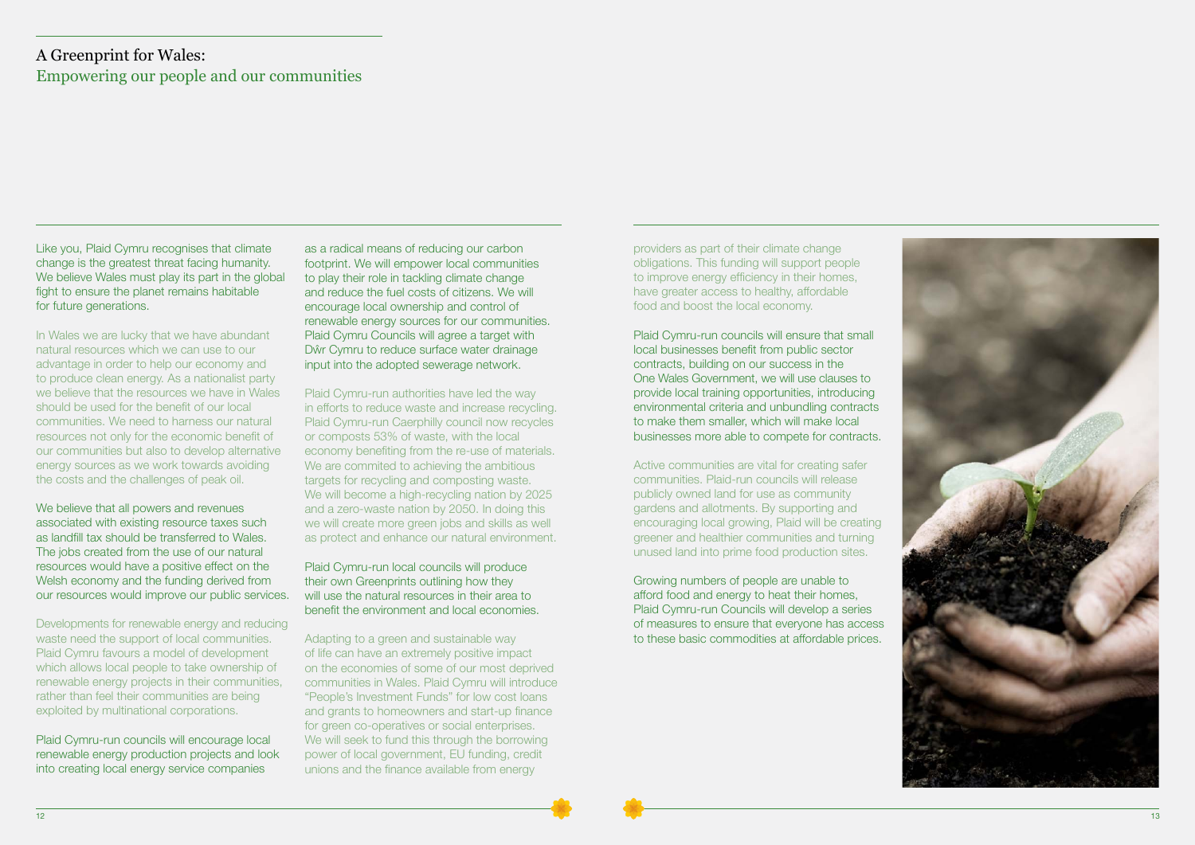# A Greenprint for Wales:

## Empowering our people and our communities

Like you, Plaid Cymru recognises that climate change is the greatest threat facing humanity. We believe Wales must play its part in the global fight to ensure the planet remains habitable for future generations.

In Wales we are lucky that we have abundant natural resources which we can use to our advantage in order to help our economy and to produce clean energy. As a nationalist party we believe that the resources we have in Wales should be used for the benefit of our local communities. We need to harness our natural resources not only for the economic benefit of our communities but also to develop alternative energy sources as we work towards avoiding the costs and the challenges of peak oil.

We believe that all powers and revenues associated with existing resource taxes such as landfill tax should be transferred to Wales. The jobs created from the use of our natural resources would have a positive effect on the Welsh economy and the funding derived from our resources would improve our public services.

Developments for renewable energy and reducing waste need the support of local communities. Plaid Cymru favours a model of development which allows local people to take ownership of renewable energy projects in their communities, rather than feel their communities are being exploited by multinational corporations.

Plaid Cymru-run councils will encourage local renewable energy production projects and look into creating local energy service companies as a radical means of reducing our carbon footprint. We will empower local communities to play their role in tackling climate change and reduce the fuel costs of citizens. We will encourage local ownership and control of renewable energy sources for our communities. Plaid Cymru Councils will agree a target with Dŵr Cymru to reduce surface water drainage input into the adopted sewerage network.

Plaid Cymru-run authorities have led the way in efforts to reduce waste and increase recycling. Plaid Cymru-run Caerphilly council now recycles or composts 53% of waste, with the local economy benefiting from the re-use of materials. We are commited to achieving the ambitious targets for recycling and composting waste. We will become a high-recycling nation by 2025 and a zero-waste nation by 2050. In doing this we will create more green jobs and skills as well as protect and enhance our natural environment.

Plaid Cymru-run local councils will produce their own Greenprints outlining how they will use the natural resources in their area to benefit the environment and local economies.

Adapting to a green and sustainable way of life can have an extremely positive impact on the economies of some of our most deprived communities in Wales. Plaid Cymru will introduce "People's Investment Funds" for low cost loans and grants to homeowners and start-up finance for green co-operatives or social enterprises. We will seek to fund this through the borrowing power of local government, EU funding, credit unions and the finance available from energy providers as part of their climate change obligations. This funding will support people to improve energy efficiency in their homes, have greater access to healthy, affordable food and boost the local economy.

Plaid Cymru-run councils will ensure that small local businesses benefit from public sector contracts, building on our success in the One Wales Government, we will use clauses to provide local training opportunities, introducing environmental criteria and unbundling contracts to make them smaller, which will make local businesses more able to compete for contracts.

Active communities are vital for creating safer communities. Plaid-run councils will release publicly owned land for use as community gardens and allotments. By supporting and encouraging local growing, Plaid will be creating greener and healthier communities and turning unused land into prime food production sites.

Growing numbers of people are unable to afford food and energy to heat their homes, Plaid Cymru-run Councils will develop a series of measures to ensure that everyone has access to these basic commodities at affordable prices.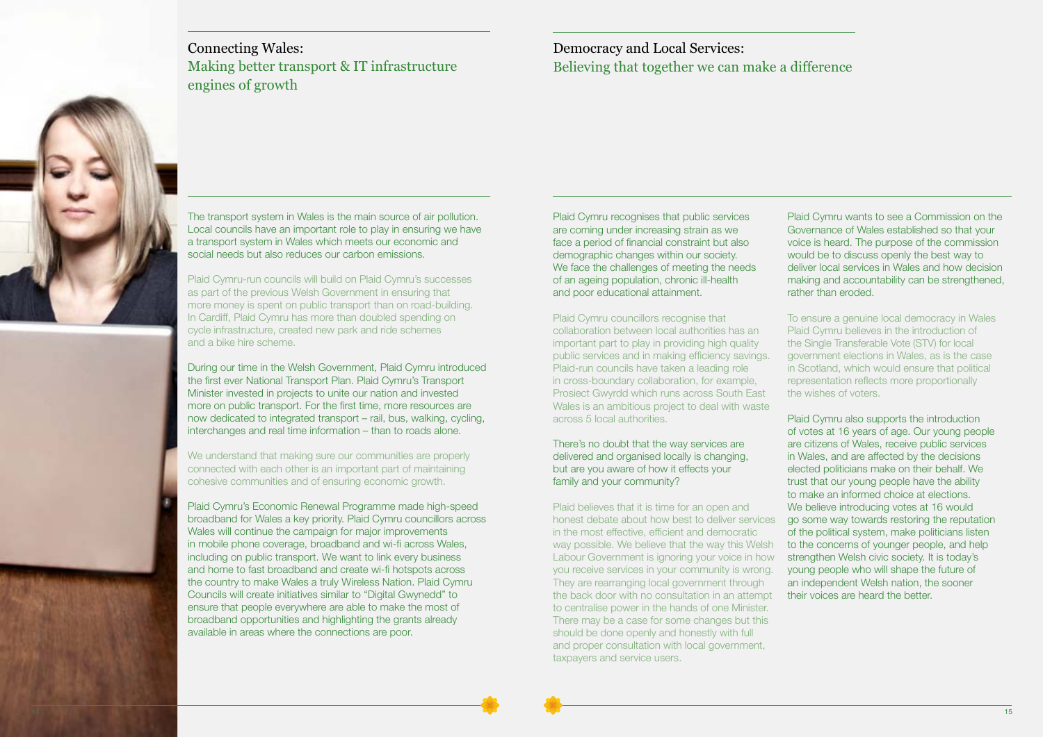## Connecting Wales: Making better transport & IT infrastructure engines of growth

The transport system in Wales is the main source of air pollution. Local councils have an important role to play in ensuring we have a transport system in Wales which meets our economic and social needs but also reduces our carbon emissions.

Plaid Cymru-run councils will build on Plaid Cymru's successes as part of the previous Welsh Government in ensuring that more money is spent on public transport than on road-building. In Cardiff, Plaid Cymru has more than doubled spending on cycle infrastructure, created new park and ride schemes and a bike hire scheme.

During our time in the Welsh Government, Plaid Cymru introduced the first ever National Transport Plan. Plaid Cymru's Transport Minister invested in projects to unite our nation and invested more on public transport. For the first time, more resources are now dedicated to integrated transport – rail, bus, walking, cycling, interchanges and real time information – than to roads alone.

We understand that making sure our communities are properly connected with each other is an important part of maintaining cohesive communities and of ensuring economic growth.

Plaid Cymru's Economic Renewal Programme made high-speed broadband for Wales a key priority. Plaid Cymru councillors across Wales will continue the campaign for major improvements in mobile phone coverage, broadband and wi-fi across Wales, including on public transport. We want to link every business and home to fast broadband and create wi-fi hotspots across the country to make Wales a truly Wireless Nation. Plaid Cymru Councils will create initiatives similar to "Digital Gwynedd" to ensure that people everywhere are able to make the most of broadband opportunities and highlighting the grants already available in areas where the connections are poor.

## Democracy and Local Services: Believing that together we can make a difference

Plaid Cymru recognises that public services are coming under increasing strain as we face a period of financial constraint but also demographic changes within our society. We face the challenges of meeting the needs of an ageing population, chronic ill-health and poor educational attainment.

Plaid Cymru councillors recognise that collaboration between local authorities has an important part to play in providing high quality public services and in making efficiency savings. Plaid-run councils have taken a leading role in cross-boundary collaboration, for example, Prosiect Gwyrdd which runs across South East Wales is an ambitious project to deal with waste across 5 local authorities.

There's no doubt that the way services are delivered and organised locally is changing, but are you aware of how it effects your family and your community?

Plaid believes that it is time for an open and honest debate about how best to deliver services in the most effective, efficient and democratic way possible. We believe that the way this Welsh Labour Government is ignoring your voice in how you receive services in your community is wrong. They are rearranging local government through the back door with no consultation in an attempt to centralise power in the hands of one Minister. There may be a case for some changes but this should be done openly and honestly with full and proper consultation with local government, taxpayers and service users.

Plaid Cymru wants to see a Commission on the Governance of Wales established so that your voice is heard. The purpose of the commission would be to discuss openly the best way to deliver local services in Wales and how decision making and accountability can be strengthened, rather than eroded.

To ensure a genuine local democracy in Wales Plaid Cymru believes in the introduction of the Single Transferable Vote (STV) for local government elections in Wales, as is the case in Scotland, which would ensure that political representation reflects more proportionally the wishes of voters.

Plaid Cymru also supports the introduction of votes at 16 years of age. Our young people are citizens of Wales, receive public services in Wales, and are affected by the decisions elected politicians make on their behalf. We trust that our young people have the ability to make an informed choice at elections. We believe introducing votes at 16 would go some way towards restoring the reputation of the political system, make politicians listen to the concerns of younger people, and help strengthen Welsh civic society. It is today's young people who will shape the future of an independent Welsh nation, the sooner their voices are heard the better.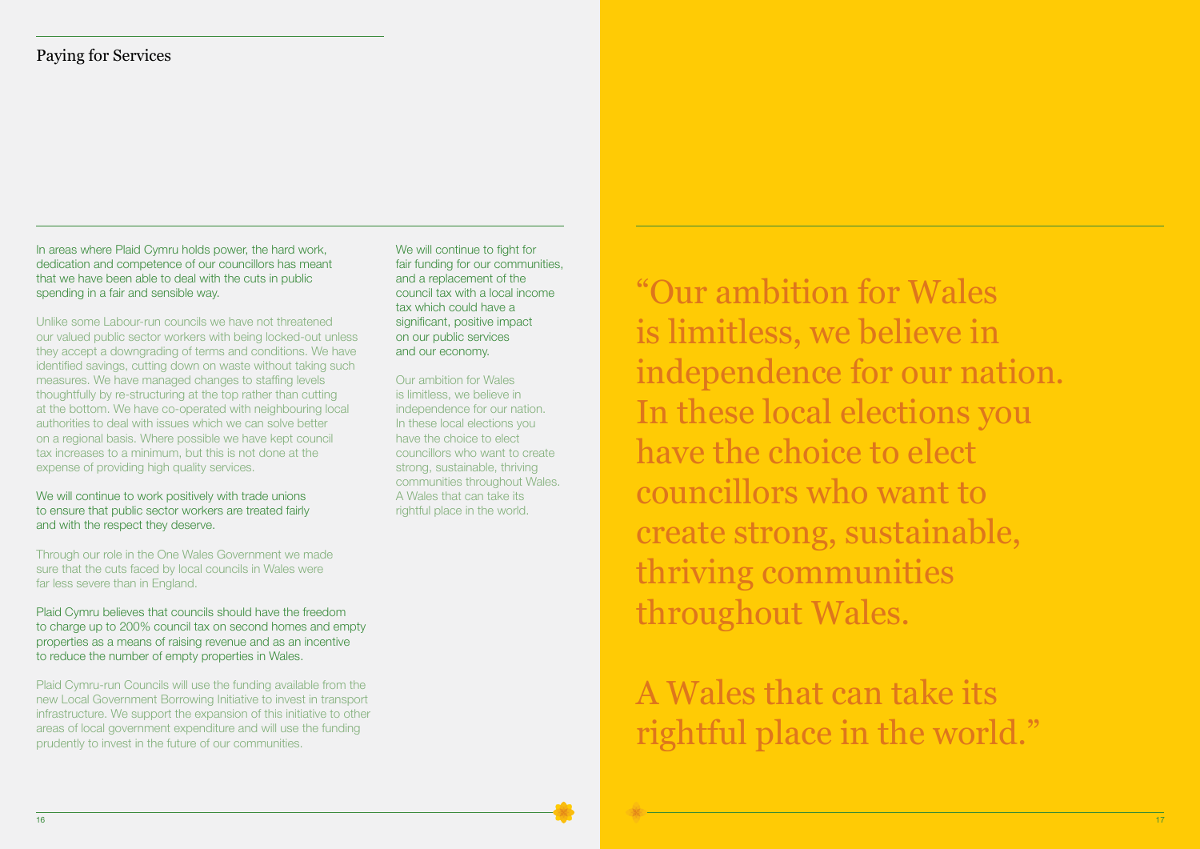## Paying for Services

In areas where Plaid Cymru holds power, the hard work, dedication and competence of our councillors has meant that we have been able to deal with the cuts in public spending in a fair and sensible way.

Unlike some Labour-run councils we have not threatened our valued public sector workers with being locked-out unless they accept a downgrading of terms and conditions. We have identified savings, cutting down on waste without taking such measures. We have managed changes to staffing levels thoughtfully by re-structuring at the top rather than cutting at the bottom. We have co-operated with neighbouring local authorities to deal with issues which we can solve better on a regional basis. Where possible we have kept council tax increases to a minimum, but this is not done at the expense of providing high quality services.

We will continue to work positively with trade unions to ensure that public sector workers are treated fairly and with the respect they deserve.

Through our role in the One Wales Government we made sure that the cuts faced by local councils in Wales were far less severe than in England.

Plaid Cymru believes that councils should have the freedom to charge up to 200% council tax on second homes and empty properties as a means of raising revenue and as an incentive to reduce the number of empty properties in Wales.

Plaid Cymru-run Councils will use the funding available from the new Local Government Borrowing Initiative to invest in transport infrastructure. We support the expansion of this initiative to other areas of local government expenditure and will use the funding prudently to invest in the future of our communities.

We will continue to fight for fair funding for our communities, and a replacement of the council tax with a local income tax which could have a significant, positive impact on our public services and our economy.

Our ambition for Wales is limitless, we believe in independence for our nation. In these local elections you have the choice to elect councillors who want to create strong, sustainable, thriving communities throughout Wales. A Wales that can take its rightful place in the world.

> "Our ambition for Wales is limitless, we believe in independence for our nation. In these local elections you have the choice to elect councillors who want to create strong, sustainable, thriving communities throughout Wales.
>
> A Wales that can take its rightful place in the world."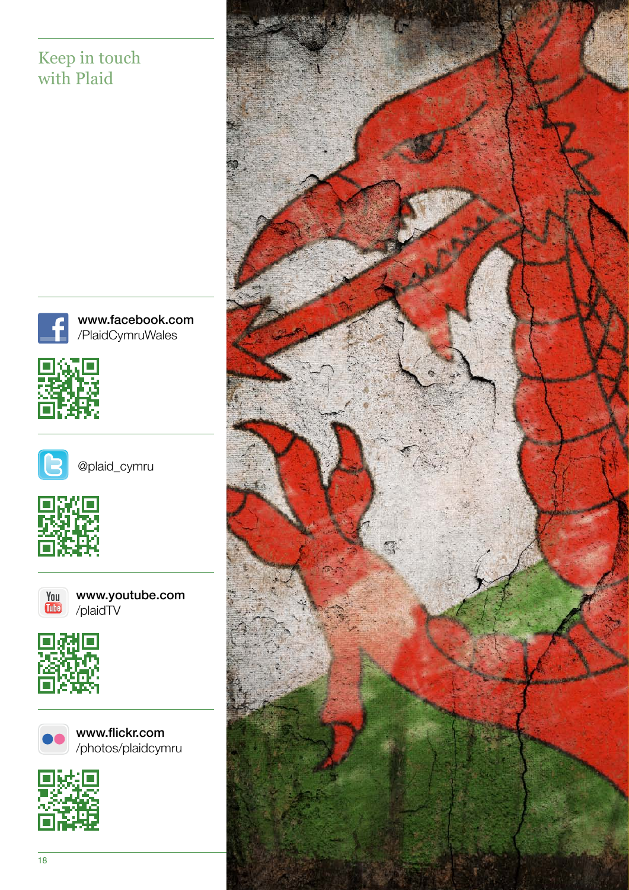## Keep in touch with Plaid

**www.facebook.com**
/PlaidCymruWales

@plaid_cymru

**www.youtube.com**
/plaidTV

**www.flickr.com**
/photos/plaidcymru